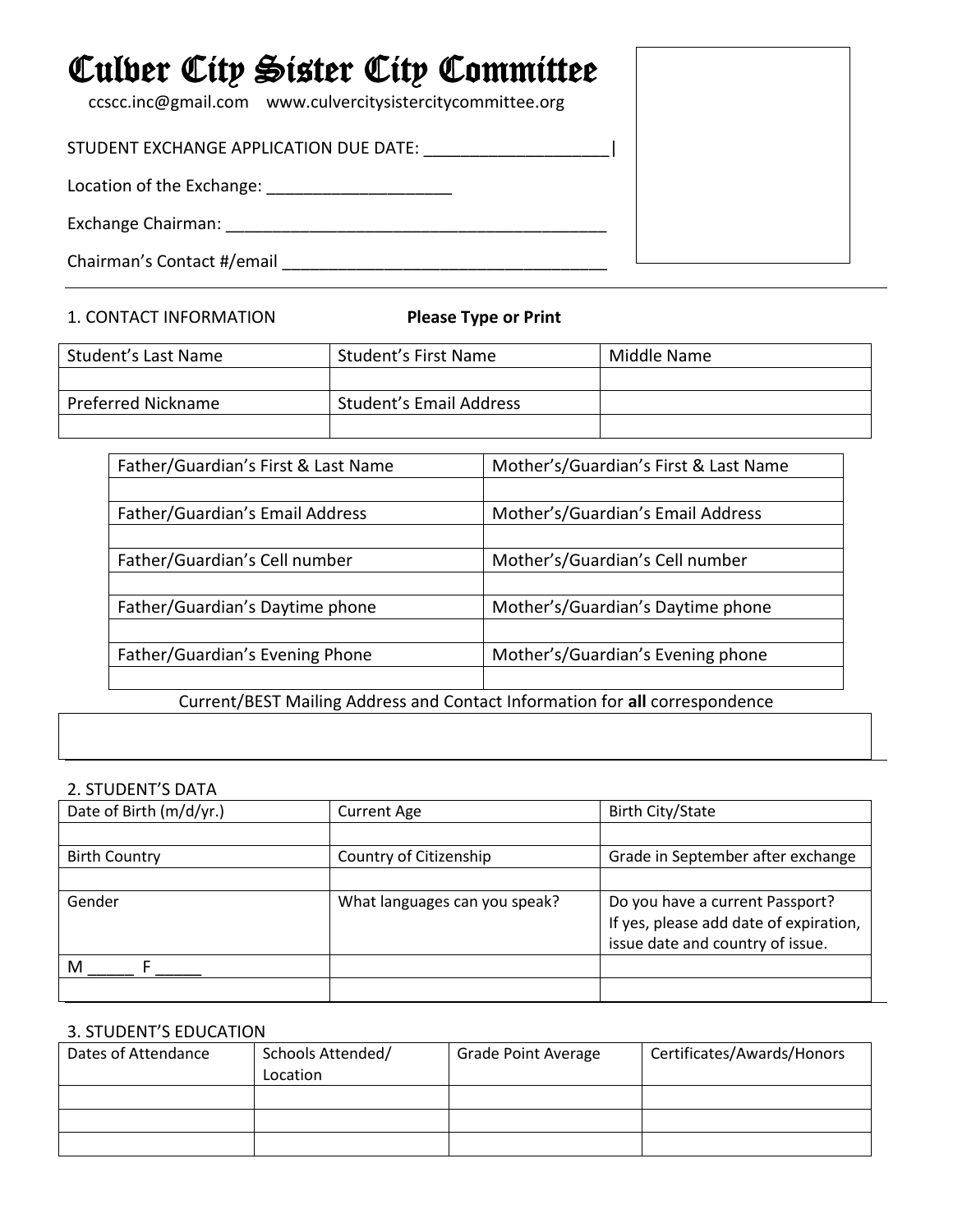# Culver City Sister City Committee

ccscc.inc@gmail.com    www.culvercitysistercitycommittee.org

STUDENT EXCHANGE APPLICATION DUE DATE: ____________________|

Location of the Exchange: ____________________

Exchange Chairman: ___________________________________________

Chairman's Contact #/email ____________________________________

1. CONTACT INFORMATION **Please Type or Print**

| Student's Last Name | Student's First Name | Middle Name |
|---|---|---|
| | | |
| Preferred Nickname | Student's Email Address | |
| | | |

| Father/Guardian's First & Last Name | Mother's/Guardian's First & Last Name |
|---|---|
| | |
| Father/Guardian's Email Address | Mother's/Guardian's Email Address |
| | |
| Father/Guardian's Cell number | Mother's/Guardian's Cell number |
| | |
| Father/Guardian's Daytime phone | Mother's/Guardian's Daytime phone |
| | |
| Father/Guardian's Evening Phone | Mother's/Guardian's Evening phone |
| | |

Current/BEST Mailing Address and Contact Information for **all** correspondence

| |
|---|
| |

2. STUDENT'S DATA

| Date of Birth (m/d/yr.) | Current Age | Birth City/State |
|---|---|---|
| | | |
| Birth Country | Country of Citizenship | Grade in September after exchange |
| | | |
| Gender | What languages can you speak? | Do you have a current Passport? If yes, please add date of expiration, issue date and country of issue. |
| M _____ F _____ | | |
| | | |

3. STUDENT'S EDUCATION

| Dates of Attendance | Schools Attended/ Location | Grade Point Average | Certificates/Awards/Honors |
|---|---|---|---|
| | | | |
| | | | |
| | | | |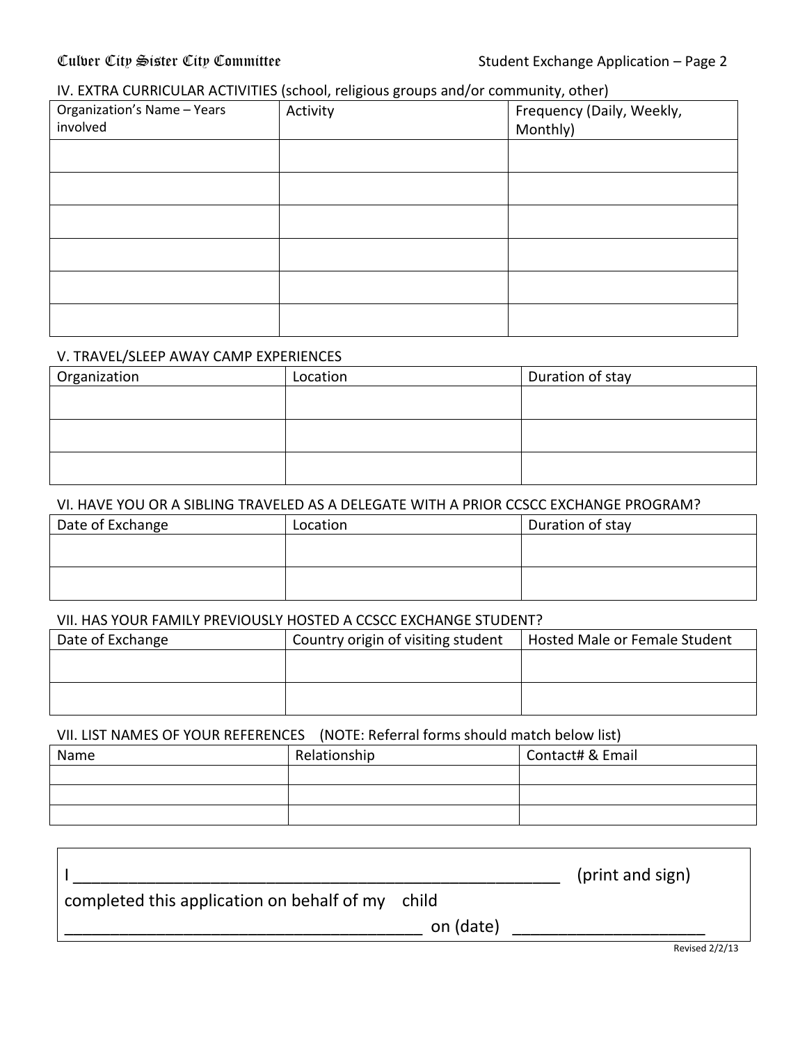### IV. EXTRA CURRICULAR ACTIVITIES (school, religious groups and/or community, other)

| Organization's Name – Years involved | Activity | Frequency (Daily, Weekly, Monthly) |
|---|---|---|
| | | |
| | | |
| | | |
| | | |
| | | |
| | | |

### V. TRAVEL/SLEEP AWAY CAMP EXPERIENCES

| Organization | Location | Duration of stay |
|---|---|---|
| | | |
| | | |
| | | |

### VI. HAVE YOU OR A SIBLING TRAVELED AS A DELEGATE WITH A PRIOR CCSCC EXCHANGE PROGRAM?

| Date of Exchange | Location | Duration of stay |
|---|---|---|
| | | |
| | | |

### VII. HAS YOUR FAMILY PREVIOUSLY HOSTED A CCSCC EXCHANGE STUDENT?

| Date of Exchange | Country origin of visiting student | Hosted Male or Female Student |
|---|---|---|
| | | |
| | | |

### VII. LIST NAMES OF YOUR REFERENCES (NOTE: Referral forms should match below list)

| Name | Relationship | Contact# & Email |
|---|---|---|
| | | |
| | | |
| | | |

I _______________________________________________________ (print and sign)

completed this application on behalf of my child

________________________________________ on (date) ____________________

Revised 2/2/13